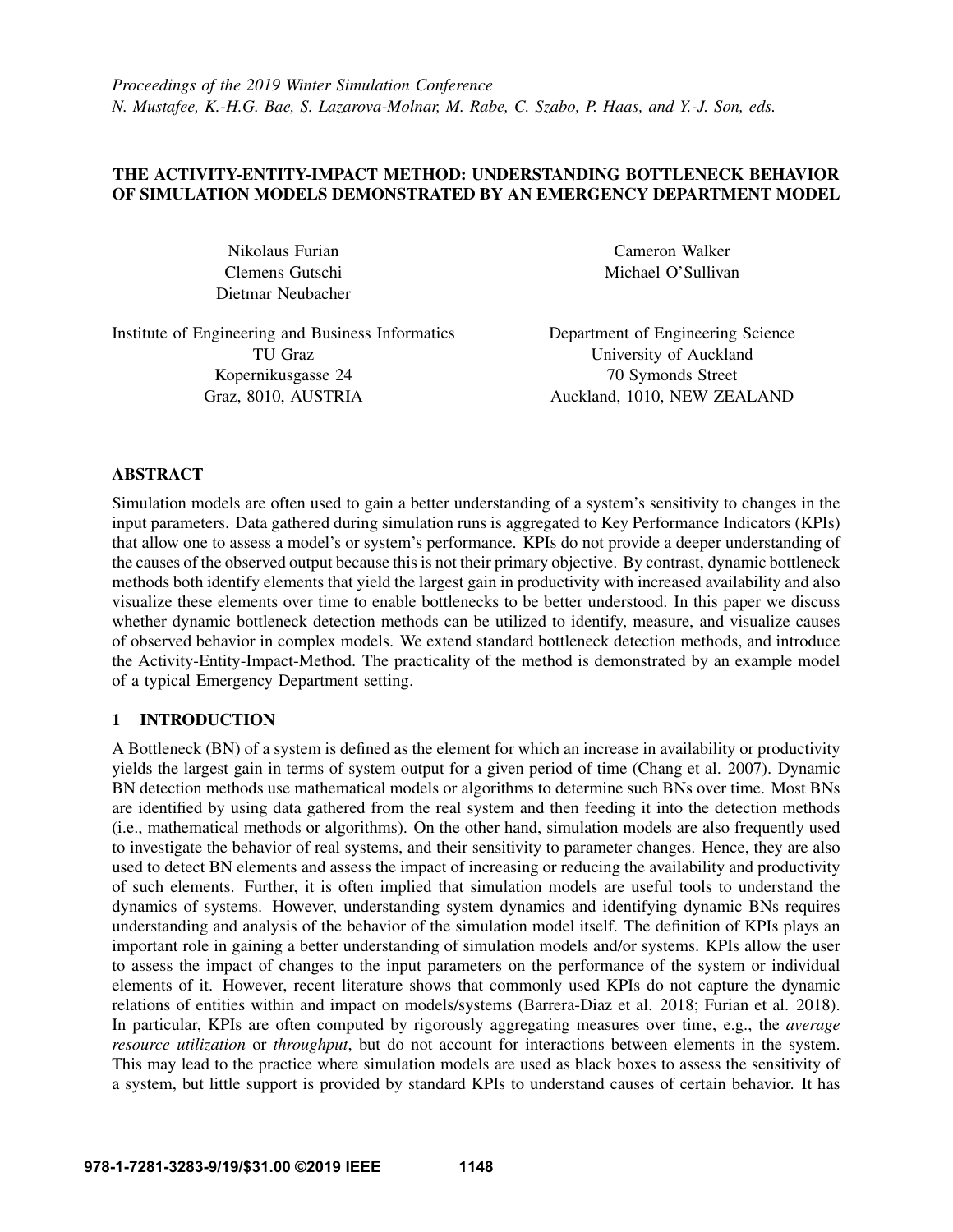*Proceedings of the 2019 Winter Simulation Conference*
*N. Mustafee, K.-H.G. Bae, S. Lazarova-Molnar, M. Rabe, C. Szabo, P. Haas, and Y.-J. Son, eds.*

# THE ACTIVITY-ENTITY-IMPACT METHOD: UNDERSTANDING BOTTLENECK BEHAVIOR OF SIMULATION MODELS DEMONSTRATED BY AN EMERGENCY DEPARTMENT MODEL

Nikolaus Furian
Clemens Gutschi
Dietmar Neubacher

Institute of Engineering and Business Informatics
TU Graz
Kopernikusgasse 24
Graz, 8010, AUSTRIA

Cameron Walker
Michael O'Sullivan

Department of Engineering Science
University of Auckland
70 Symonds Street
Auckland, 1010, NEW ZEALAND

## ABSTRACT

Simulation models are often used to gain a better understanding of a system's sensitivity to changes in the input parameters. Data gathered during simulation runs is aggregated to Key Performance Indicators (KPIs) that allow one to assess a model's or system's performance. KPIs do not provide a deeper understanding of the causes of the observed output because this is not their primary objective. By contrast, dynamic bottleneck methods both identify elements that yield the largest gain in productivity with increased availability and also visualize these elements over time to enable bottlenecks to be better understood. In this paper we discuss whether dynamic bottleneck detection methods can be utilized to identify, measure, and visualize causes of observed behavior in complex models. We extend standard bottleneck detection methods, and introduce the Activity-Entity-Impact-Method. The practicality of the method is demonstrated by an example model of a typical Emergency Department setting.

## 1 INTRODUCTION

A Bottleneck (BN) of a system is defined as the element for which an increase in availability or productivity yields the largest gain in terms of system output for a given period of time (Chang et al. 2007). Dynamic BN detection methods use mathematical models or algorithms to determine such BNs over time. Most BNs are identified by using data gathered from the real system and then feeding it into the detection methods (i.e., mathematical methods or algorithms). On the other hand, simulation models are also frequently used to investigate the behavior of real systems, and their sensitivity to parameter changes. Hence, they are also used to detect BN elements and assess the impact of increasing or reducing the availability and productivity of such elements. Further, it is often implied that simulation models are useful tools to understand the dynamics of systems. However, understanding system dynamics and identifying dynamic BNs requires understanding and analysis of the behavior of the simulation model itself. The definition of KPIs plays an important role in gaining a better understanding of simulation models and/or systems. KPIs allow the user to assess the impact of changes to the input parameters on the performance of the system or individual elements of it. However, recent literature shows that commonly used KPIs do not capture the dynamic relations of entities within and impact on models/systems (Barrera-Diaz et al. 2018; Furian et al. 2018). In particular, KPIs are often computed by rigorously aggregating measures over time, e.g., the *average resource utilization* or *throughput*, but do not account for interactions between elements in the system. This may lead to the practice where simulation models are used as black boxes to assess the sensitivity of a system, but little support is provided by standard KPIs to understand causes of certain behavior. It has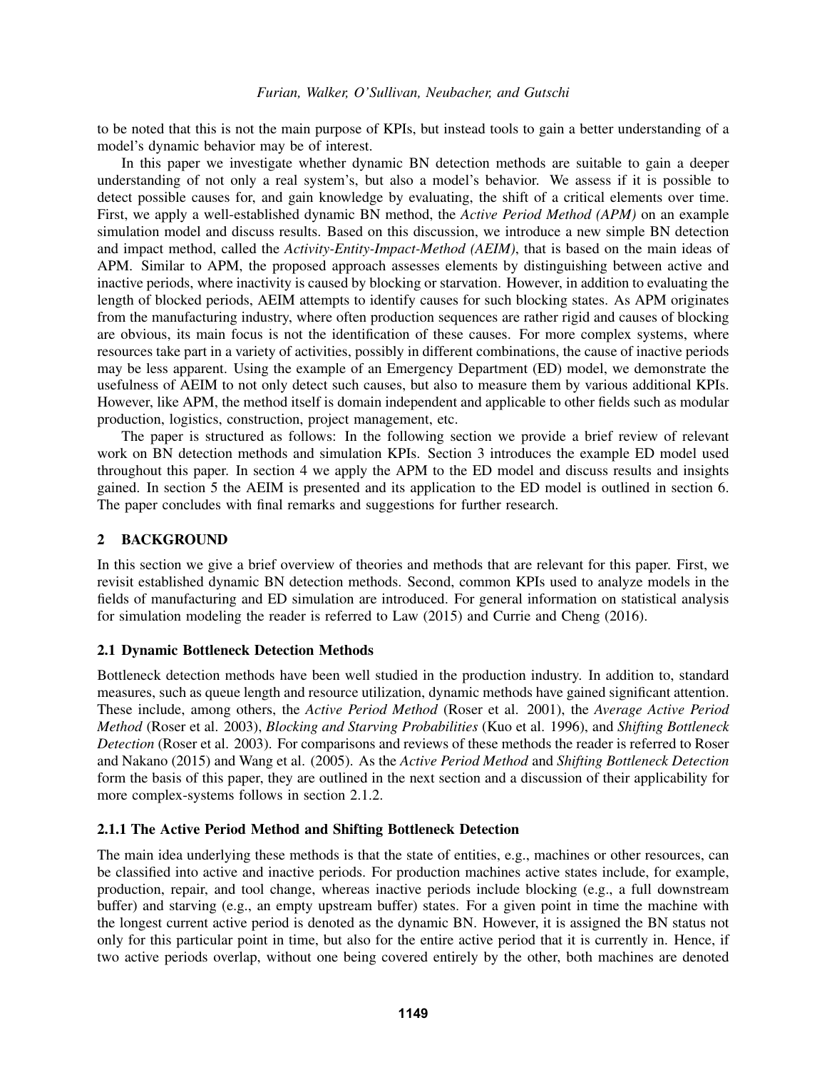to be noted that this is not the main purpose of KPIs, but instead tools to gain a better understanding of a model's dynamic behavior may be of interest.

In this paper we investigate whether dynamic BN detection methods are suitable to gain a deeper understanding of not only a real system's, but also a model's behavior. We assess if it is possible to detect possible causes for, and gain knowledge by evaluating, the shift of a critical elements over time. First, we apply a well-established dynamic BN method, the *Active Period Method (APM)* on an example simulation model and discuss results. Based on this discussion, we introduce a new simple BN detection and impact method, called the *Activity-Entity-Impact-Method (AEIM)*, that is based on the main ideas of APM. Similar to APM, the proposed approach assesses elements by distinguishing between active and inactive periods, where inactivity is caused by blocking or starvation. However, in addition to evaluating the length of blocked periods, AEIM attempts to identify causes for such blocking states. As APM originates from the manufacturing industry, where often production sequences are rather rigid and causes of blocking are obvious, its main focus is not the identification of these causes. For more complex systems, where resources take part in a variety of activities, possibly in different combinations, the cause of inactive periods may be less apparent. Using the example of an Emergency Department (ED) model, we demonstrate the usefulness of AEIM to not only detect such causes, but also to measure them by various additional KPIs. However, like APM, the method itself is domain independent and applicable to other fields such as modular production, logistics, construction, project management, etc.

The paper is structured as follows: In the following section we provide a brief review of relevant work on BN detection methods and simulation KPIs. Section 3 introduces the example ED model used throughout this paper. In section 4 we apply the APM to the ED model and discuss results and insights gained. In section 5 the AEIM is presented and its application to the ED model is outlined in section 6. The paper concludes with final remarks and suggestions for further research.

## 2 BACKGROUND

In this section we give a brief overview of theories and methods that are relevant for this paper. First, we revisit established dynamic BN detection methods. Second, common KPIs used to analyze models in the fields of manufacturing and ED simulation are introduced. For general information on statistical analysis for simulation modeling the reader is referred to Law (2015) and Currie and Cheng (2016).

### 2.1 Dynamic Bottleneck Detection Methods

Bottleneck detection methods have been well studied in the production industry. In addition to, standard measures, such as queue length and resource utilization, dynamic methods have gained significant attention. These include, among others, the *Active Period Method* (Roser et al. 2001), the *Average Active Period Method* (Roser et al. 2003), *Blocking and Starving Probabilities* (Kuo et al. 1996), and *Shifting Bottleneck Detection* (Roser et al. 2003). For comparisons and reviews of these methods the reader is referred to Roser and Nakano (2015) and Wang et al. (2005). As the *Active Period Method* and *Shifting Bottleneck Detection* form the basis of this paper, they are outlined in the next section and a discussion of their applicability for more complex-systems follows in section 2.1.2.

#### 2.1.1 The Active Period Method and Shifting Bottleneck Detection

The main idea underlying these methods is that the state of entities, e.g., machines or other resources, can be classified into active and inactive periods. For production machines active states include, for example, production, repair, and tool change, whereas inactive periods include blocking (e.g., a full downstream buffer) and starving (e.g., an empty upstream buffer) states. For a given point in time the machine with the longest current active period is denoted as the dynamic BN. However, it is assigned the BN status not only for this particular point in time, but also for the entire active period that it is currently in. Hence, if two active periods overlap, without one being covered entirely by the other, both machines are denoted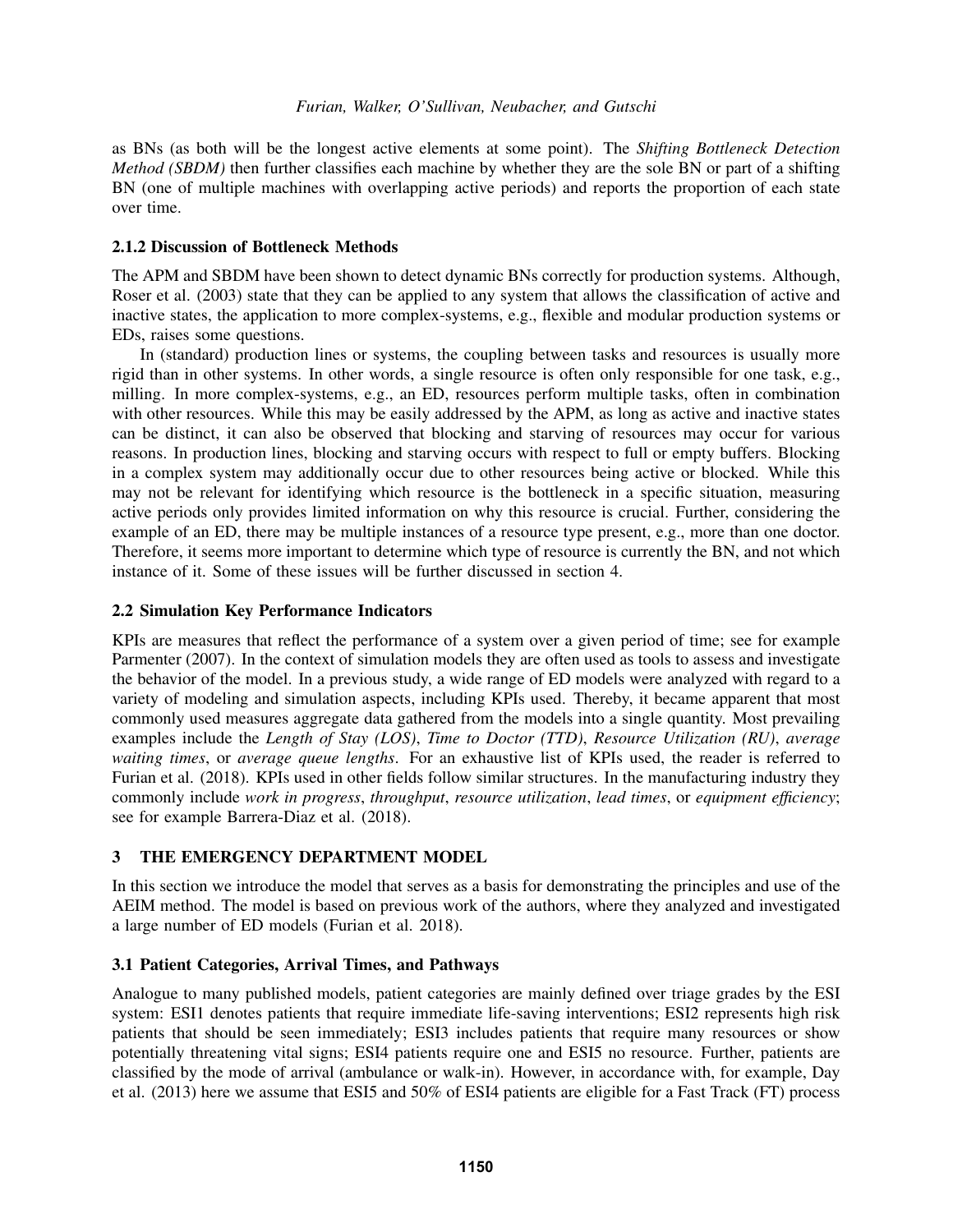as BNs (as both will be the longest active elements at some point). The *Shifting Bottleneck Detection Method (SBDM)* then further classifies each machine by whether they are the sole BN or part of a shifting BN (one of multiple machines with overlapping active periods) and reports the proportion of each state over time.

### 2.1.2 Discussion of Bottleneck Methods

The APM and SBDM have been shown to detect dynamic BNs correctly for production systems. Although, Roser et al. (2003) state that they can be applied to any system that allows the classification of active and inactive states, the application to more complex-systems, e.g., flexible and modular production systems or EDs, raises some questions.

In (standard) production lines or systems, the coupling between tasks and resources is usually more rigid than in other systems. In other words, a single resource is often only responsible for one task, e.g., milling. In more complex-systems, e.g., an ED, resources perform multiple tasks, often in combination with other resources. While this may be easily addressed by the APM, as long as active and inactive states can be distinct, it can also be observed that blocking and starving of resources may occur for various reasons. In production lines, blocking and starving occurs with respect to full or empty buffers. Blocking in a complex system may additionally occur due to other resources being active or blocked. While this may not be relevant for identifying which resource is the bottleneck in a specific situation, measuring active periods only provides limited information on why this resource is crucial. Further, considering the example of an ED, there may be multiple instances of a resource type present, e.g., more than one doctor. Therefore, it seems more important to determine which type of resource is currently the BN, and not which instance of it. Some of these issues will be further discussed in section 4.

## 2.2 Simulation Key Performance Indicators

KPIs are measures that reflect the performance of a system over a given period of time; see for example Parmenter (2007). In the context of simulation models they are often used as tools to assess and investigate the behavior of the model. In a previous study, a wide range of ED models were analyzed with regard to a variety of modeling and simulation aspects, including KPIs used. Thereby, it became apparent that most commonly used measures aggregate data gathered from the models into a single quantity. Most prevailing examples include the *Length of Stay (LOS)*, *Time to Doctor (TTD)*, *Resource Utilization (RU)*, *average waiting times*, or *average queue lengths*. For an exhaustive list of KPIs used, the reader is referred to Furian et al. (2018). KPIs used in other fields follow similar structures. In the manufacturing industry they commonly include *work in progress*, *throughput*, *resource utilization*, *lead times*, or *equipment efficiency*; see for example Barrera-Diaz et al. (2018).

# 3 THE EMERGENCY DEPARTMENT MODEL

In this section we introduce the model that serves as a basis for demonstrating the principles and use of the AEIM method. The model is based on previous work of the authors, where they analyzed and investigated a large number of ED models (Furian et al. 2018).

## 3.1 Patient Categories, Arrival Times, and Pathways

Analogue to many published models, patient categories are mainly defined over triage grades by the ESI system: ESI1 denotes patients that require immediate life-saving interventions; ESI2 represents high risk patients that should be seen immediately; ESI3 includes patients that require many resources or show potentially threatening vital signs; ESI4 patients require one and ESI5 no resource. Further, patients are classified by the mode of arrival (ambulance or walk-in). However, in accordance with, for example, Day et al. (2013) here we assume that ESI5 and 50% of ESI4 patients are eligible for a Fast Track (FT) process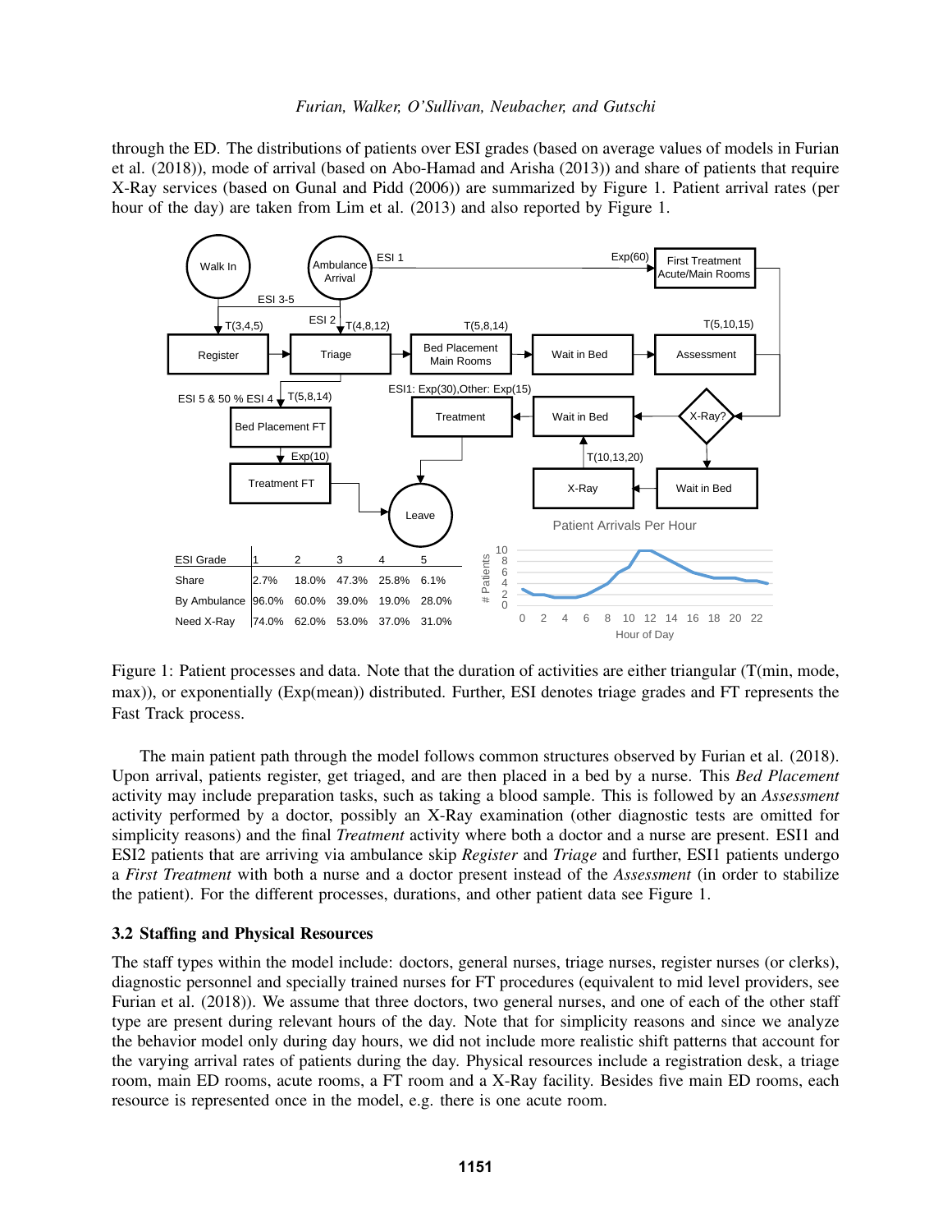through the ED. The distributions of patients over ESI grades (based on average values of models in Furian et al. (2018)), mode of arrival (based on Abo-Hamad and Arisha (2013)) and share of patients that require X-Ray services (based on Gunal and Pidd (2006)) are summarized by Figure 1. Patient arrival rates (per hour of the day) are taken from Lim et al. (2013) and also reported by Figure 1.

Walk In
Ambulance Arrival
ESI 1
Exp(60)
First Treatment Acute/Main Rooms
ESI 3-5
ESI 2
T(3,4,5)
T(4,8,12)
T(5,8,14)
T(5,10,15)
Register
Triage
Bed Placement Main Rooms
Wait in Bed
Assessment
ESI 5 & 50 % ESI 4
T(5,8,14)
ESI1: Exp(30),Other: Exp(15)
Bed Placement FT
Treatment
Wait in Bed
X-Ray?
Exp(10)
T(10,13,20)
Treatment FT
X-Ray
Wait in Bed
Leave

| ESI Grade | 1 | 2 | 3 | 4 | 5 |
|---|---|---|---|---|---|
| Share | 2.7% | 18.0% | 47.3% | 25.8% | 6.1% |
| By Ambulance | 96.0% | 60.0% | 39.0% | 19.0% | 28.0% |
| Need X-Ray | 74.0% | 62.0% | 53.0% | 37.0% | 31.0% |

Patient Arrivals Per Hour
\# Patients
0 2 4 6 8 10
0 2 4 6 8 10 12 14 16 18 20 22
Hour of Day

Figure 1: Patient processes and data. Note that the duration of activities are either triangular (T(min, mode, max)), or exponentially (Exp(mean)) distributed. Further, ESI denotes triage grades and FT represents the Fast Track process.

The main patient path through the model follows common structures observed by Furian et al. (2018). Upon arrival, patients register, get triaged, and are then placed in a bed by a nurse. This *Bed Placement* activity may include preparation tasks, such as taking a blood sample. This is followed by an *Assessment* activity performed by a doctor, possibly an X-Ray examination (other diagnostic tests are omitted for simplicity reasons) and the final *Treatment* activity where both a doctor and a nurse are present. ESI1 and ESI2 patients that are arriving via ambulance skip *Register* and *Triage* and further, ESI1 patients undergo a *First Treatment* with both a nurse and a doctor present instead of the *Assessment* (in order to stabilize the patient). For the different processes, durations, and other patient data see Figure 1.

### 3.2 Staffing and Physical Resources

The staff types within the model include: doctors, general nurses, triage nurses, register nurses (or clerks), diagnostic personnel and specially trained nurses for FT procedures (equivalent to mid level providers, see Furian et al. (2018)). We assume that three doctors, two general nurses, and one of each of the other staff type are present during relevant hours of the day. Note that for simplicity reasons and since we analyze the behavior model only during day hours, we did not include more realistic shift patterns that account for the varying arrival rates of patients during the day. Physical resources include a registration desk, a triage room, main ED rooms, acute rooms, a FT room and a X-Ray facility. Besides five main ED rooms, each resource is represented once in the model, e.g. there is one acute room.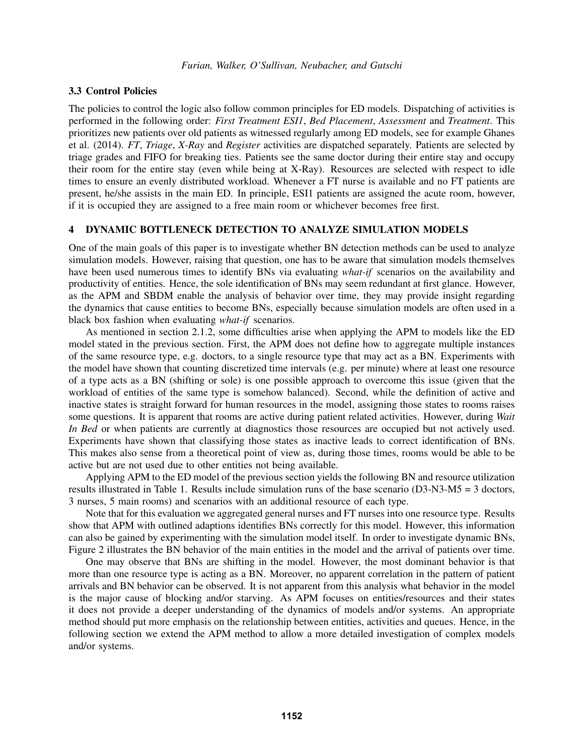### 3.3 Control Policies

The policies to control the logic also follow common principles for ED models. Dispatching of activities is performed in the following order: *First Treatment ESI1*, *Bed Placement*, *Assessment* and *Treatment*. This prioritizes new patients over old patients as witnessed regularly among ED models, see for example Ghanes et al. (2014). *FT*, *Triage*, *X-Ray* and *Register* activities are dispatched separately. Patients are selected by triage grades and FIFO for breaking ties. Patients see the same doctor during their entire stay and occupy their room for the entire stay (even while being at X-Ray). Resources are selected with respect to idle times to ensure an evenly distributed workload. Whenever a FT nurse is available and no FT patients are present, he/she assists in the main ED. In principle, ESI1 patients are assigned the acute room, however, if it is occupied they are assigned to a free main room or whichever becomes free first.

## 4 DYNAMIC BOTTLENECK DETECTION TO ANALYZE SIMULATION MODELS

One of the main goals of this paper is to investigate whether BN detection methods can be used to analyze simulation models. However, raising that question, one has to be aware that simulation models themselves have been used numerous times to identify BNs via evaluating *what-if* scenarios on the availability and productivity of entities. Hence, the sole identification of BNs may seem redundant at first glance. However, as the APM and SBDM enable the analysis of behavior over time, they may provide insight regarding the dynamics that cause entities to become BNs, especially because simulation models are often used in a black box fashion when evaluating *what-if* scenarios.

As mentioned in section 2.1.2, some difficulties arise when applying the APM to models like the ED model stated in the previous section. First, the APM does not define how to aggregate multiple instances of the same resource type, e.g. doctors, to a single resource type that may act as a BN. Experiments with the model have shown that counting discretized time intervals (e.g. per minute) where at least one resource of a type acts as a BN (shifting or sole) is one possible approach to overcome this issue (given that the workload of entities of the same type is somehow balanced). Second, while the definition of active and inactive states is straight forward for human resources in the model, assigning those states to rooms raises some questions. It is apparent that rooms are active during patient related activities. However, during *Wait In Bed* or when patients are currently at diagnostics those resources are occupied but not actively used. Experiments have shown that classifying those states as inactive leads to correct identification of BNs. This makes also sense from a theoretical point of view as, during those times, rooms would be able to be active but are not used due to other entities not being available.

Applying APM to the ED model of the previous section yields the following BN and resource utilization results illustrated in Table 1. Results include simulation runs of the base scenario (D3-N3-M5 = 3 doctors, 3 nurses, 5 main rooms) and scenarios with an additional resource of each type.

Note that for this evaluation we aggregated general nurses and FT nurses into one resource type. Results show that APM with outlined adaptions identifies BNs correctly for this model. However, this information can also be gained by experimenting with the simulation model itself. In order to investigate dynamic BNs, Figure 2 illustrates the BN behavior of the main entities in the model and the arrival of patients over time.

One may observe that BNs are shifting in the model. However, the most dominant behavior is that more than one resource type is acting as a BN. Moreover, no apparent correlation in the pattern of patient arrivals and BN behavior can be observed. It is not apparent from this analysis what behavior in the model is the major cause of blocking and/or starving. As APM focuses on entities/resources and their states it does not provide a deeper understanding of the dynamics of models and/or systems. An appropriate method should put more emphasis on the relationship between entities, activities and queues. Hence, in the following section we extend the APM method to allow a more detailed investigation of complex models and/or systems.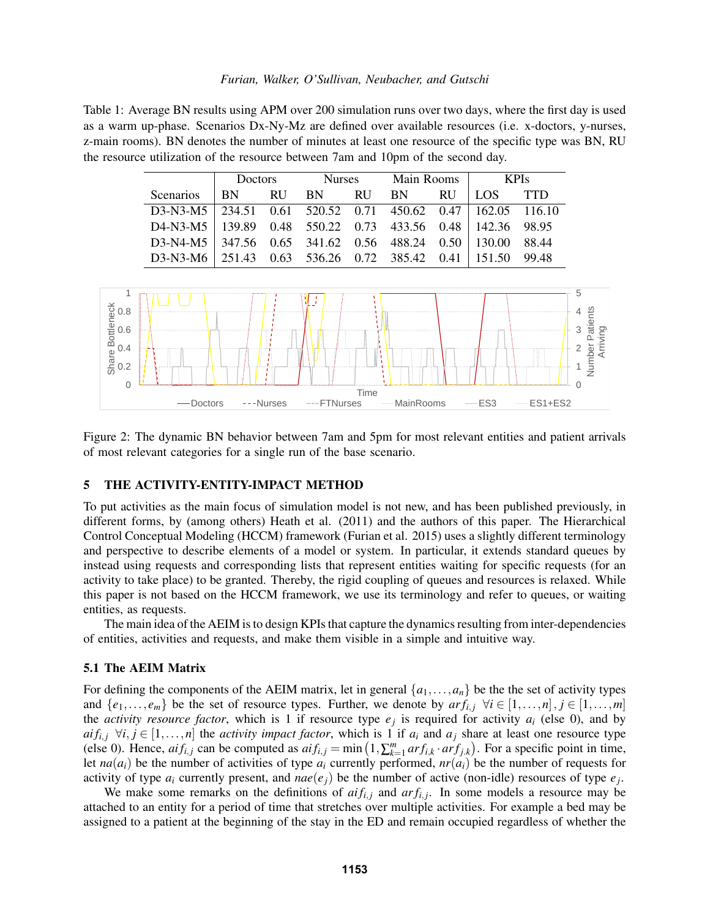Table 1: Average BN results using APM over 200 simulation runs over two days, where the first day is used as a warm up-phase. Scenarios Dx-Ny-Mz are defined over available resources (i.e. x-doctors, y-nurses, z-main rooms). BN denotes the number of minutes at least one resource of the specific type was BN, RU the resource utilization of the resource between 7am and 10pm of the second day.

| | Doctors | | Nurses | | Main Rooms | | KPIs | |
|---|---|---|---|---|---|---|---|---|
| Scenarios | BN | RU | BN | RU | BN | RU | LOS | TTD |
| D3-N3-M5 | 234.51 | 0.61 | 520.52 | 0.71 | 450.62 | 0.47 | 162.05 | 116.10 |
| D4-N3-M5 | 139.89 | 0.48 | 550.22 | 0.73 | 433.56 | 0.48 | 142.36 | 98.95 |
| D3-N4-M5 | 347.56 | 0.65 | 341.62 | 0.56 | 488.24 | 0.50 | 130.00 | 88.44 |
| D3-N3-M6 | 251.43 | 0.63 | 536.26 | 0.72 | 385.42 | 0.41 | 151.50 | 99.48 |

Share Bottleneck
1
0.8
0.6
0.4
0.2
0
Time
Number Patients Arriving
5
4
3
2
1
0
Doctors
Nurses
FTNurses
MainRooms
ES3
ES1+ES2

Figure 2: The dynamic BN behavior between 7am and 5pm for most relevant entities and patient arrivals of most relevant categories for a single run of the base scenario.

## 5 THE ACTIVITY-ENTITY-IMPACT METHOD

To put activities as the main focus of simulation model is not new, and has been published previously, in different forms, by (among others) Heath et al. (2011) and the authors of this paper. The Hierarchical Control Conceptual Modeling (HCCM) framework (Furian et al. 2015) uses a slightly different terminology and perspective to describe elements of a model or system. In particular, it extends standard queues by instead using requests and corresponding lists that represent entities waiting for specific requests (for an activity to take place) to be granted. Thereby, the rigid coupling of queues and resources is relaxed. While this paper is not based on the HCCM framework, we use its terminology and refer to queues, or waiting entities, as requests.

The main idea of the AEIM is to design KPIs that capture the dynamics resulting from inter-dependencies of entities, activities and requests, and make them visible in a simple and intuitive way.

### 5.1 The AEIM Matrix

For defining the components of the AEIM matrix, let in general $\{a_1,\dots,a_n\}$ be the the set of activity types and $\{e_1,\dots,e_m\}$ be the set of resource types. Further, we denote by $arf_{i,j}\ \ \forall i \in [1,\dots,n], j \in [1,\dots,m]$ the *activity resource factor*, which is 1 if resource type $e_j$ is required for activity $a_i$ (else 0), and by $aif_{i,j}\ \ \forall i, j \in [1,\dots,n]$ the *activity impact factor*, which is 1 if $a_i$ and $a_j$ share at least one resource type (else 0). Hence, $aif_{i,j}$ can be computed as $aif_{i,j} = \min\left(1, \sum_{k=1}^{m} arf_{i,k} \cdot arf_{j,k}\right)$. For a specific point in time, let $na(a_i)$ be the number of activities of type $a_i$ currently performed, $nr(a_i)$ be the number of requests for activity of type $a_i$ currently present, and $nae(e_j)$ be the number of active (non-idle) resources of type $e_j$.

We make some remarks on the definitions of $aif_{i,j}$ and $arf_{i,j}$. In some models a resource may be attached to an entity for a period of time that stretches over multiple activities. For example a bed may be assigned to a patient at the beginning of the stay in the ED and remain occupied regardless of whether the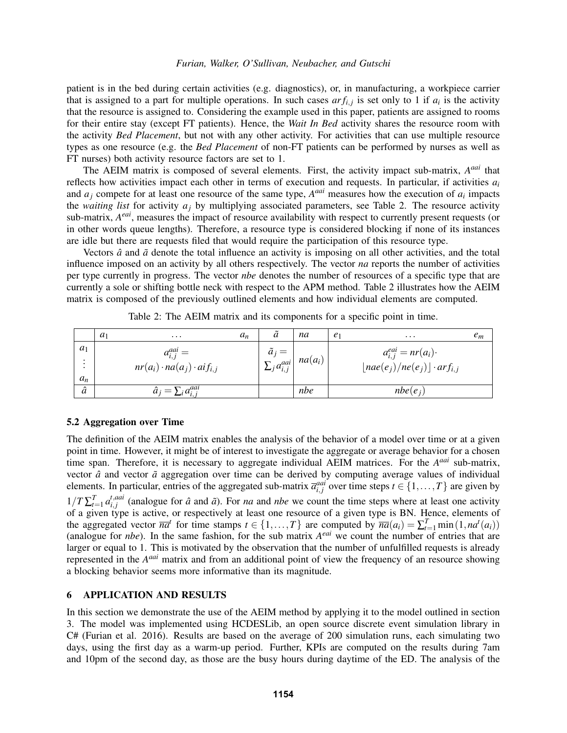patient is in the bed during certain activities (e.g. diagnostics), or, in manufacturing, a workpiece carrier that is assigned to a part for multiple operations. In such cases $arf_{i,j}$ is set only to 1 if $a_i$ is the activity that the resource is assigned to. Considering the example used in this paper, patients are assigned to rooms for their entire stay (except FT patients). Hence, the *Wait In Bed* activity shares the resource room with the activity *Bed Placement*, but not with any other activity. For activities that can use multiple resource types as one resource (e.g. the *Bed Placement* of non-FT patients can be performed by nurses as well as FT nurses) both activity resource factors are set to 1.

The AEIM matrix is composed of several elements. First, the activity impact sub-matrix, $A^{aai}$ that reflects how activities impact each other in terms of execution and requests. In particular, if activities $a_i$ and $a_j$ compete for at least one resource of the same type, $A^{aai}$ measures how the execution of $a_i$ impacts the *waiting list* for activity $a_j$ by multiplying associated parameters, see Table 2. The resource activity sub-matrix, $A^{eai}$, measures the impact of resource availability with respect to currently present requests (or in other words queue lengths). Therefore, a resource type is considered blocking if none of its instances are idle but there are requests filed that would require the participation of this resource type.

Vectors $\hat{a}$ and $\tilde{a}$ denote the total influence an activity is imposing on all other activities, and the total influence imposed on an activity by all others respectively. The vector *na* reports the number of activities per type currently in progress. The vector *nbe* denotes the number of resources of a specific type that are currently a sole or shifting bottle neck with respect to the APM method. Table 2 illustrates how the AEIM matrix is composed of the previously outlined elements and how individual elements are computed.

Table 2: The AEIM matrix and its components for a specific point in time.

| | $a_1$ $\dots$ $a_n$ | $\tilde{a}$ | $na$ | $e_1$ $\dots$ $e_m$ |
|---|---|---|---|---|
| $a_1$ $\vdots$ $a_n$ | $a^{aai}_{i,j} = nr(a_i) \cdot na(a_j) \cdot aif_{i,j}$ | $\tilde{a}_j = \sum_j a^{aai}_{i,j}$ | $na(a_i)$ | $a^{eai}_{i,j} = nr(a_i) \cdot \lfloor nae(e_j)/ne(e_j) \rfloor \cdot arf_{i,j}$ |
| $\hat{a}$ | $\hat{a}_j = \sum_i a^{aai}_{i,j}$ | | $nbe$ | $nbe(e_j)$ |

### 5.2 Aggregation over Time

The definition of the AEIM matrix enables the analysis of the behavior of a model over time or at a given point in time. However, it might be of interest to investigate the aggregate or average behavior for a chosen time span. Therefore, it is necessary to aggregate individual AEIM matrices. For the $A^{aai}$ sub-matrix, vector $\hat{a}$ and vector $\tilde{a}$ aggregation over time can be derived by computing average values of individual elements. In particular, entries of the aggregated sub-matrix $\overline{a}^{aai}_{i,j}$ over time steps $t \in \{1,\dots,T\}$ are given by $1/T \sum_{t=1}^{T} a^{t,aai}_{i,j}$ (analogue for $\hat{a}$ and $\tilde{a}$). For *na* and *nbe* we count the time steps where at least one activity of a given type is active, or respectively at least one resource of a given type is BN. Hence, elements of the aggregated vector $\overline{na}^t$ for time stamps $t \in \{1,\dots,T\}$ are computed by $\overline{na}(a_i) = \sum_{t=1}^{T} \min(1, na^t(a_i))$ (analogue for *nbe*). In the same fashion, for the sub matrix $A^{eai}$ we count the number of entries that are larger or equal to 1. This is motivated by the observation that the number of unfulfilled requests is already represented in the $A^{aai}$ matrix and from an additional point of view the frequency of an resource showing a blocking behavior seems more informative than its magnitude.

## 6 APPLICATION AND RESULTS

In this section we demonstrate the use of the AEIM method by applying it to the model outlined in section 3. The model was implemented using HCDESLib, an open source discrete event simulation library in C# (Furian et al. 2016). Results are based on the average of 200 simulation runs, each simulating two days, using the first day as a warm-up period. Further, KPIs are computed on the results during 7am and 10pm of the second day, as those are the busy hours during daytime of the ED. The analysis of the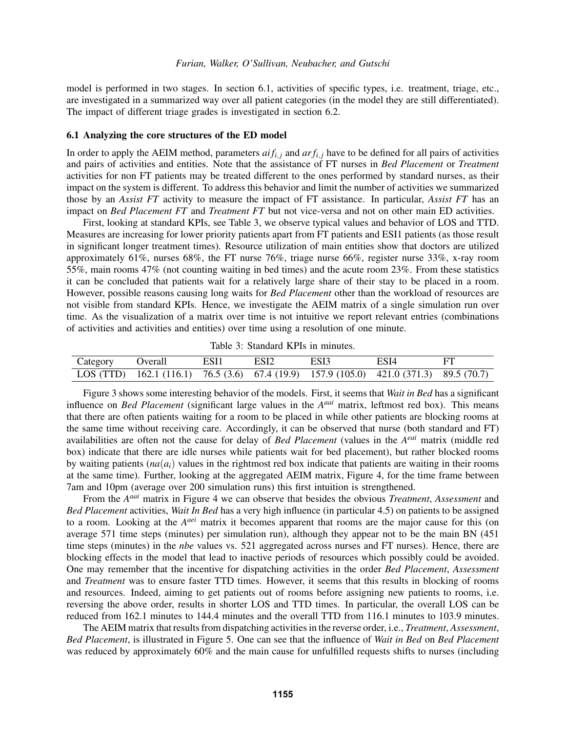model is performed in two stages. In section 6.1, activities of specific types, i.e. treatment, triage, etc., are investigated in a summarized way over all patient categories (in the model they are still differentiated). The impact of different triage grades is investigated in section 6.2.

### 6.1 Analyzing the core structures of the ED model

In order to apply the AEIM method, parameters $aif_{i,j}$ and $arf_{i,j}$ have to be defined for all pairs of activities and pairs of activities and entities. Note that the assistance of FT nurses in *Bed Placement* or *Treatment* activities for non FT patients may be treated different to the ones performed by standard nurses, as their impact on the system is different. To address this behavior and limit the number of activities we summarized those by an *Assist FT* activity to measure the impact of FT assistance. In particular, *Assist FT* has an impact on *Bed Placement FT* and *Treatment FT* but not vice-versa and not on other main ED activities.

First, looking at standard KPIs, see Table 3, we observe typical values and behavior of LOS and TTD. Measures are increasing for lower priority patients apart from FT patients and ESI1 patients (as those result in significant longer treatment times). Resource utilization of main entities show that doctors are utilized approximately 61%, nurses 68%, the FT nurse 76%, triage nurse 66%, register nurse 33%, x-ray room 55%, main rooms 47% (not counting waiting in bed times) and the acute room 23%. From these statistics it can be concluded that patients wait for a relatively large share of their stay to be placed in a room. However, possible reasons causing long waits for *Bed Placement* other than the workload of resources are not visible from standard KPIs. Hence, we investigate the AEIM matrix of a single simulation run over time. As the visualization of a matrix over time is not intuitive we report relevant entries (combinations of activities and activities and entities) over time using a resolution of one minute.

Table 3: Standard KPIs in minutes.

| Category | Overall | ESI1 | ESI2 | ESI3 | ESI4 | FT |
|---|---|---|---|---|---|---|
| LOS (TTD) | 162.1 (116.1) | 76.5 (3.6) | 67.4 (19.9) | 157.9 (105.0) | 421.0 (371.3) | 89.5 (70.7) |

Figure 3 shows some interesting behavior of the models. First, it seems that *Wait in Bed* has a significant influence on *Bed Placement* (significant large values in the $A^{aai}$ matrix, leftmost red box). This means that there are often patients waiting for a room to be placed in while other patients are blocking rooms at the same time without receiving care. Accordingly, it can be observed that nurse (both standard and FT) availabilities are often not the cause for delay of *Bed Placement* (values in the $A^{eai}$ matrix (middle red box) indicate that there are idle nurses while patients wait for bed placement), but rather blocked rooms by waiting patients ($na(a_i)$ values in the rightmost red box indicate that patients are waiting in their rooms at the same time). Further, looking at the aggregated AEIM matrix, Figure 4, for the time frame between 7am and 10pm (average over 200 simulation runs) this first intuition is strengthened.

From the $A^{aai}$ matrix in Figure 4 we can observe that besides the obvious *Treatment*, *Assessment* and *Bed Placement* activities, *Wait In Bed* has a very high influence (in particular 4.5) on patients to be assigned to a room. Looking at the $A^{aei}$ matrix it becomes apparent that rooms are the major cause for this (on average 571 time steps (minutes) per simulation run), although they appear not to be the main BN (451 time steps (minutes) in the *nbe* values vs. 521 aggregated across nurses and FT nurses). Hence, there are blocking effects in the model that lead to inactive periods of resources which possibly could be avoided. One may remember that the incentive for dispatching activities in the order *Bed Placement*, *Assessment* and *Treatment* was to ensure faster TTD times. However, it seems that this results in blocking of rooms and resources. Indeed, aiming to get patients out of rooms before assigning new patients to rooms, i.e. reversing the above order, results in shorter LOS and TTD times. In particular, the overall LOS can be reduced from 162.1 minutes to 144.4 minutes and the overall TTD from 116.1 minutes to 103.9 minutes.

The AEIM matrix that results from dispatching activities in the reverse order, i.e., *Treatment*, *Assessment*, *Bed Placement*, is illustrated in Figure 5. One can see that the influence of *Wait in Bed* on *Bed Placement* was reduced by approximately 60% and the main cause for unfulfilled requests shifts to nurses (including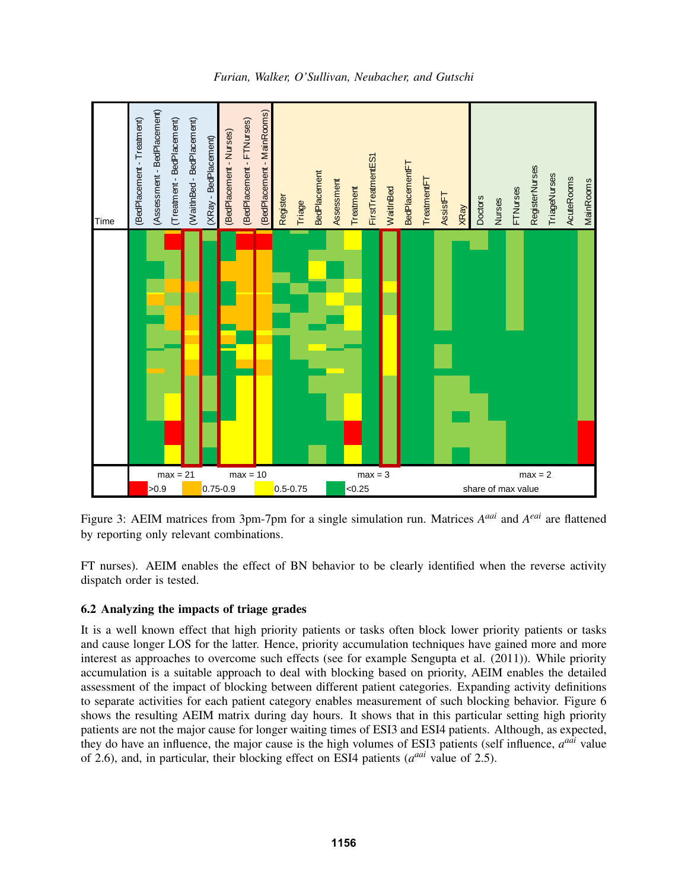Time

(BedPlacement - Treatment)
(Assessment - BedPlacement)
(Treatment - BedPlacement)
(WaitInBed - BedPlacement)
(XRay - BedPlacement)
(BedPlacement - Nurses)
(BedPlacement - FTNurses)
(BedPlacement - MainRooms)
Register
Triage
BedPlacement
Assessment
Treatment
FirstTreatmentES1
WaitInBed
BedPlacementFT
TreatmentFT
AssistFT
XRay
Doctors
Nurses
FTNurses
RegisterNurses
TriageNurses
AcuteRooms
MainRooms

max = 21
max = 10
max = 3
max = 2

>0.9
0.75-0.9
0.5-0.75
<0.25
share of max value

Figure 3: AEIM matrices from 3pm-7pm for a single simulation run. Matrices $A^{aai}$ and $A^{eai}$ are flattened by reporting only relevant combinations.

FT nurses). AEIM enables the effect of BN behavior to be clearly identified when the reverse activity dispatch order is tested.

### 6.2 Analyzing the impacts of triage grades

It is a well known effect that high priority patients or tasks often block lower priority patients or tasks and cause longer LOS for the latter. Hence, priority accumulation techniques have gained more and more interest as approaches to overcome such effects (see for example Sengupta et al. (2011)). While priority accumulation is a suitable approach to deal with blocking based on priority, AEIM enables the detailed assessment of the impact of blocking between different patient categories. Expanding activity definitions to separate activities for each patient category enables measurement of such blocking behavior. Figure 6 shows the resulting AEIM matrix during day hours. It shows that in this particular setting high priority patients are not the major cause for longer waiting times of ESI3 and ESI4 patients. Although, as expected, they do have an influence, the major cause is the high volumes of ESI3 patients (self influence, $a^{aai}$ value of 2.6), and, in particular, their blocking effect on ESI4 patients ($a^{aai}$ value of 2.5).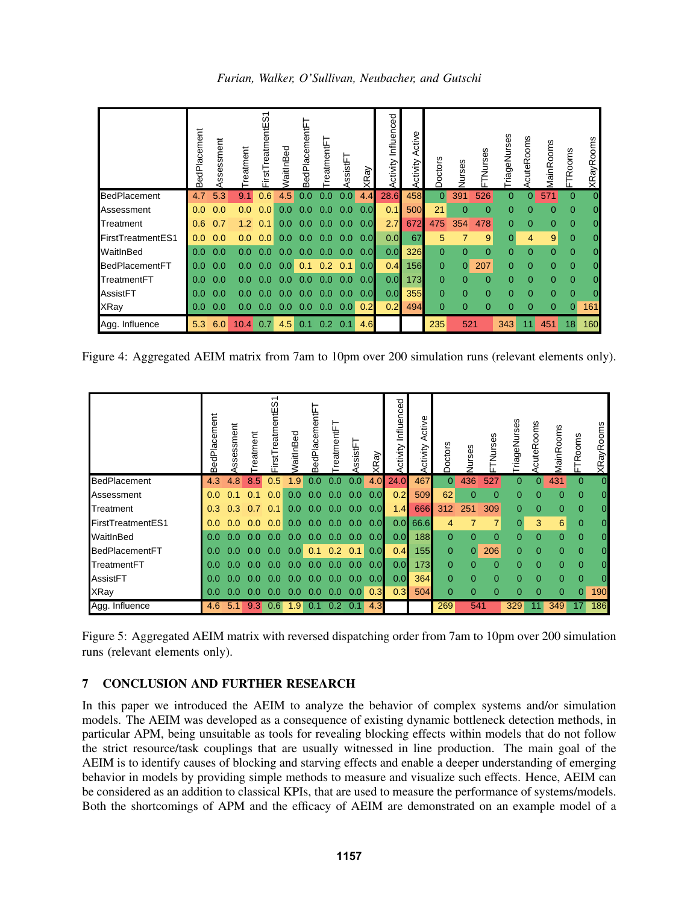| | BedPlacement | Assessment | Treatment | FirstTreatmentES1 | WaitInBed | BedPlacementFT | TreatmentFT | AssistFT | XRay | Activity Influenced | Activity Active | Doctors | Nurses | FTNurses | TriageNurses | AcuteRooms | MainRooms | FTRooms | XRayRooms |
|---|---|---|---|---|---|---|---|---|---|---|---|---|---|---|---|---|---|---|---|
| BedPlacement | 4.7 | 5.3 | 9.1 | 0.6 | 4.5 | 0.0 | 0.0 | 0.0 | 4.4 | 28.6 | 458 | 0 | 391 | 526 | 0 | 0 | 571 | 0 | 0 |
| Assessment | 0.0 | 0.0 | 0.0 | 0.0 | 0.0 | 0.0 | 0.0 | 0.0 | 0.0 | 0.1 | 500 | 21 | 0 | 0 | 0 | 0 | 0 | 0 | 0 |
| Treatment | 0.6 | 0.7 | 1.2 | 0.1 | 0.0 | 0.0 | 0.0 | 0.0 | 0.0 | 2.7 | 672 | 475 | 354 | 478 | 0 | 0 | 0 | 0 | 0 |
| FirstTreatmentES1 | 0.0 | 0.0 | 0.0 | 0.0 | 0.0 | 0.0 | 0.0 | 0.0 | 0.0 | 0.0 | 67 | 5 | 7 | 9 | 0 | 4 | 9 | 0 | 0 |
| WaitInBed | 0.0 | 0.0 | 0.0 | 0.0 | 0.0 | 0.0 | 0.0 | 0.0 | 0.0 | 0.0 | 326 | 0 | 0 | 0 | 0 | 0 | 0 | 0 | 0 |
| BedPlacementFT | 0.0 | 0.0 | 0.0 | 0.0 | 0.0 | 0.1 | 0.2 | 0.1 | 0.0 | 0.4 | 156 | 0 | 0 | 207 | 0 | 0 | 0 | 0 | 0 |
| TreatmentFT | 0.0 | 0.0 | 0.0 | 0.0 | 0.0 | 0.0 | 0.0 | 0.0 | 0.0 | 0.0 | 173 | 0 | 0 | 0 | 0 | 0 | 0 | 0 | 0 |
| AssistFT | 0.0 | 0.0 | 0.0 | 0.0 | 0.0 | 0.0 | 0.0 | 0.0 | 0.0 | 0.0 | 355 | 0 | 0 | 0 | 0 | 0 | 0 | 0 | 0 |
| XRay | 0.0 | 0.0 | 0.0 | 0.0 | 0.0 | 0.0 | 0.0 | 0.0 | 0.2 | 0.2 | 494 | 0 | 0 | 0 | 0 | 0 | 0 | 0 | 161 |
| Agg. Influence | 5.3 | 6.0 | 10.4 | 0.7 | 4.5 | 0.1 | 0.2 | 0.1 | 4.6 | | | 235 | 521 | | 343 | 11 | 451 | 18 | 160 |

Figure 4: Aggregated AEIM matrix from 7am to 10pm over 200 simulation runs (relevant elements only).

| | BedPlacement | Assessment | Treatment | FirstTreatmentES1 | WaitInBed | BedPlacementFT | TreatmentFT | AssistFT | XRay | Activity Influenced | Activity Active | Doctors | Nurses | FTNurses | TriageNurses | AcuteRooms | MainRooms | FTRooms | XRayRooms |
|---|---|---|---|---|---|---|---|---|---|---|---|---|---|---|---|---|---|---|---|
| BedPlacement | 4.3 | 4.8 | 8.5 | 0.5 | 1.9 | 0.0 | 0.0 | 0.0 | 4.0 | 24.0 | 467 | 0 | 436 | 527 | 0 | 0 | 431 | 0 | 0 |
| Assessment | 0.0 | 0.1 | 0.1 | 0.0 | 0.0 | 0.0 | 0.0 | 0.0 | 0.0 | 0.2 | 509 | 62 | 0 | 0 | 0 | 0 | 0 | 0 | 0 |
| Treatment | 0.3 | 0.3 | 0.7 | 0.1 | 0.0 | 0.0 | 0.0 | 0.0 | 0.0 | 1.4 | 666 | 312 | 251 | 309 | 0 | 0 | 0 | 0 | 0 |
| FirstTreatmentES1 | 0.0 | 0.0 | 0.0 | 0.0 | 0.0 | 0.0 | 0.0 | 0.0 | 0.0 | 0.0 | 66.6 | 4 | 7 | 7 | 0 | 3 | 6 | 0 | 0 |
| WaitInBed | 0.0 | 0.0 | 0.0 | 0.0 | 0.0 | 0.0 | 0.0 | 0.0 | 0.0 | 0.0 | 188 | 0 | 0 | 0 | 0 | 0 | 0 | 0 | 0 |
| BedPlacementFT | 0.0 | 0.0 | 0.0 | 0.0 | 0.0 | 0.1 | 0.2 | 0.1 | 0.0 | 0.4 | 155 | 0 | 0 | 206 | 0 | 0 | 0 | 0 | 0 |
| TreatmentFT | 0.0 | 0.0 | 0.0 | 0.0 | 0.0 | 0.0 | 0.0 | 0.0 | 0.0 | 0.0 | 173 | 0 | 0 | 0 | 0 | 0 | 0 | 0 | 0 |
| AssistFT | 0.0 | 0.0 | 0.0 | 0.0 | 0.0 | 0.0 | 0.0 | 0.0 | 0.0 | 0.0 | 364 | 0 | 0 | 0 | 0 | 0 | 0 | 0 | 0 |
| XRay | 0.0 | 0.0 | 0.0 | 0.0 | 0.0 | 0.0 | 0.0 | 0.0 | 0.3 | 0.3 | 504 | 0 | 0 | 0 | 0 | 0 | 0 | 0 | 190 |
| Agg. Influence | 4.6 | 5.1 | 9.3 | 0.6 | 1.9 | 0.1 | 0.2 | 0.1 | 4.3 | | | 269 | 541 | | 329 | 11 | 349 | 17 | 186 |

Figure 5: Aggregated AEIM matrix with reversed dispatching order from 7am to 10pm over 200 simulation runs (relevant elements only).

## 7 CONCLUSION AND FURTHER RESEARCH

In this paper we introduced the AEIM to analyze the behavior of complex systems and/or simulation models. The AEIM was developed as a consequence of existing dynamic bottleneck detection methods, in particular APM, being unsuitable as tools for revealing blocking effects within models that do not follow the strict resource/task couplings that are usually witnessed in line production. The main goal of the AEIM is to identify causes of blocking and starving effects and enable a deeper understanding of emerging behavior in models by providing simple methods to measure and visualize such effects. Hence, AEIM can be considered as an addition to classical KPIs, that are used to measure the performance of systems/models. Both the shortcomings of APM and the efficacy of AEIM are demonstrated on an example model of a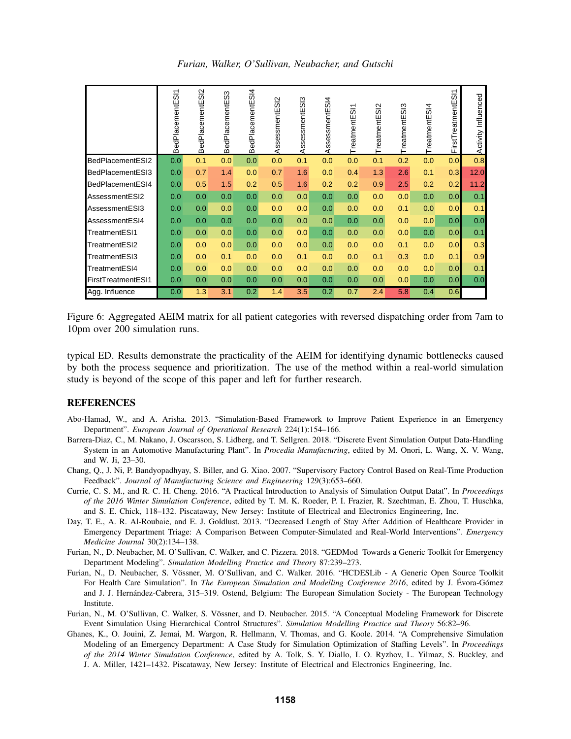| | BedPlacementESI1 | BedPlacementESI2 | BedPlacementESI3 | BedPlacementESI4 | AssessmentESI2 | AssessmentESI3 | AssessmentESI4 | TreatmentESI1 | TreatmentESI2 | TreatmentESI3 | TreatmentESI4 | FirstTreatmentESI1 | Activity Influenced |
|---|---|---|---|---|---|---|---|---|---|---|---|---|---|
| BedPlacementESI2 | 0.0 | 0.1 | 0.0 | 0.0 | 0.0 | 0.1 | 0.0 | 0.0 | 0.1 | 0.2 | 0.0 | 0.0 | 0.8 |
| BedPlacementESI3 | 0.0 | 0.7 | 1.4 | 0.0 | 0.7 | 1.6 | 0.0 | 0.4 | 1.3 | 2.6 | 0.1 | 0.3 | 12.0 |
| BedPlacementESI4 | 0.0 | 0.5 | 1.5 | 0.2 | 0.5 | 1.6 | 0.2 | 0.2 | 0.9 | 2.5 | 0.2 | 0.2 | 11.2 |
| AssessmentESI2 | 0.0 | 0.0 | 0.0 | 0.0 | 0.0 | 0.0 | 0.0 | 0.0 | 0.0 | 0.0 | 0.0 | 0.0 | 0.1 |
| AssessmentESI3 | 0.0 | 0.0 | 0.0 | 0.0 | 0.0 | 0.0 | 0.0 | 0.0 | 0.0 | 0.1 | 0.0 | 0.0 | 0.1 |
| AssessmentESI4 | 0.0 | 0.0 | 0.0 | 0.0 | 0.0 | 0.0 | 0.0 | 0.0 | 0.0 | 0.0 | 0.0 | 0.0 | 0.0 |
| TreatmentESI1 | 0.0 | 0.0 | 0.0 | 0.0 | 0.0 | 0.0 | 0.0 | 0.0 | 0.0 | 0.0 | 0.0 | 0.0 | 0.1 |
| TreatmentESI2 | 0.0 | 0.0 | 0.0 | 0.0 | 0.0 | 0.0 | 0.0 | 0.0 | 0.0 | 0.1 | 0.0 | 0.0 | 0.3 |
| TreatmentESI3 | 0.0 | 0.0 | 0.1 | 0.0 | 0.0 | 0.1 | 0.0 | 0.0 | 0.1 | 0.3 | 0.0 | 0.1 | 0.9 |
| TreatmentESI4 | 0.0 | 0.0 | 0.0 | 0.0 | 0.0 | 0.0 | 0.0 | 0.0 | 0.0 | 0.0 | 0.0 | 0.0 | 0.1 |
| FirstTreatmentESI1 | 0.0 | 0.0 | 0.0 | 0.0 | 0.0 | 0.0 | 0.0 | 0.0 | 0.0 | 0.0 | 0.0 | 0.0 | 0.0 |
| Agg. Influence | 0.0 | 1.3 | 3.1 | 0.2 | 1.4 | 3.5 | 0.2 | 0.7 | 2.4 | 5.8 | 0.4 | 0.6 | |

Figure 6: Aggregated AEIM matrix for all patient categories with reversed dispatching order from 7am to 10pm over 200 simulation runs.

typical ED. Results demonstrate the practicality of the AEIM for identifying dynamic bottlenecks caused by both the process sequence and prioritization. The use of the method within a real-world simulation study is beyond of the scope of this paper and left for further research.

## REFERENCES

Abo-Hamad, W., and A. Arisha. 2013. "Simulation-Based Framework to Improve Patient Experience in an Emergency Department". *European Journal of Operational Research* 224(1):154–166.

Barrera-Diaz, C., M. Nakano, J. Oscarsson, S. Lidberg, and T. Sellgren. 2018. "Discrete Event Simulation Output Data-Handling System in an Automotive Manufacturing Plant". In *Procedia Manufacturing*, edited by M. Onori, L. Wang, X. V. Wang, and W. Ji, 23–30.

Chang, Q., J. Ni, P. Bandyopadhyay, S. Biller, and G. Xiao. 2007. "Supervisory Factory Control Based on Real-Time Production Feedback". *Journal of Manufacturing Science and Engineering* 129(3):653–660.

Currie, C. S. M., and R. C. H. Cheng. 2016. "A Practical Introduction to Analysis of Simulation Output Datat". In *Proceedings of the 2016 Winter Simulation Conference*, edited by T. M. K. Roeder, P. I. Frazier, R. Szechtman, E. Zhou, T. Huschka, and S. E. Chick, 118–132. Piscataway, New Jersey: Institute of Electrical and Electronics Engineering, Inc.

Day, T. E., A. R. Al-Roubaie, and E. J. Goldlust. 2013. "Decreased Length of Stay After Addition of Healthcare Provider in Emergency Department Triage: A Comparison Between Computer-Simulated and Real-World Interventions". *Emergency Medicine Journal* 30(2):134–138.

Furian, N., D. Neubacher, M. O'Sullivan, C. Walker, and C. Pizzera. 2018. "GEDMod Towards a Generic Toolkit for Emergency Department Modeling". *Simulation Modelling Practice and Theory* 87:239–273.

Furian, N., D. Neubacher, S. Vössner, M. O'Sullivan, and C. Walker. 2016. "HCDESLib - A Generic Open Source Toolkit For Health Care Simulation". In *The European Simulation and Modelling Conference 2016*, edited by J. Évora-Gómez and J. J. Hernández-Cabrera, 315–319. Ostend, Belgium: The European Simulation Society - The European Technology Institute.

Furian, N., M. O'Sullivan, C. Walker, S. Vössner, and D. Neubacher. 2015. "A Conceptual Modeling Framework for Discrete Event Simulation Using Hierarchical Control Structures". *Simulation Modelling Practice and Theory* 56:82–96.

Ghanes, K., O. Jouini, Z. Jemai, M. Wargon, R. Hellmann, V. Thomas, and G. Koole. 2014. "A Comprehensive Simulation Modeling of an Emergency Department: A Case Study for Simulation Optimization of Staffing Levels". In *Proceedings of the 2014 Winter Simulation Conference*, edited by A. Tolk, S. Y. Diallo, I. O. Ryzhov, L. Yilmaz, S. Buckley, and J. A. Miller, 1421–1432. Piscataway, New Jersey: Institute of Electrical and Electronics Engineering, Inc.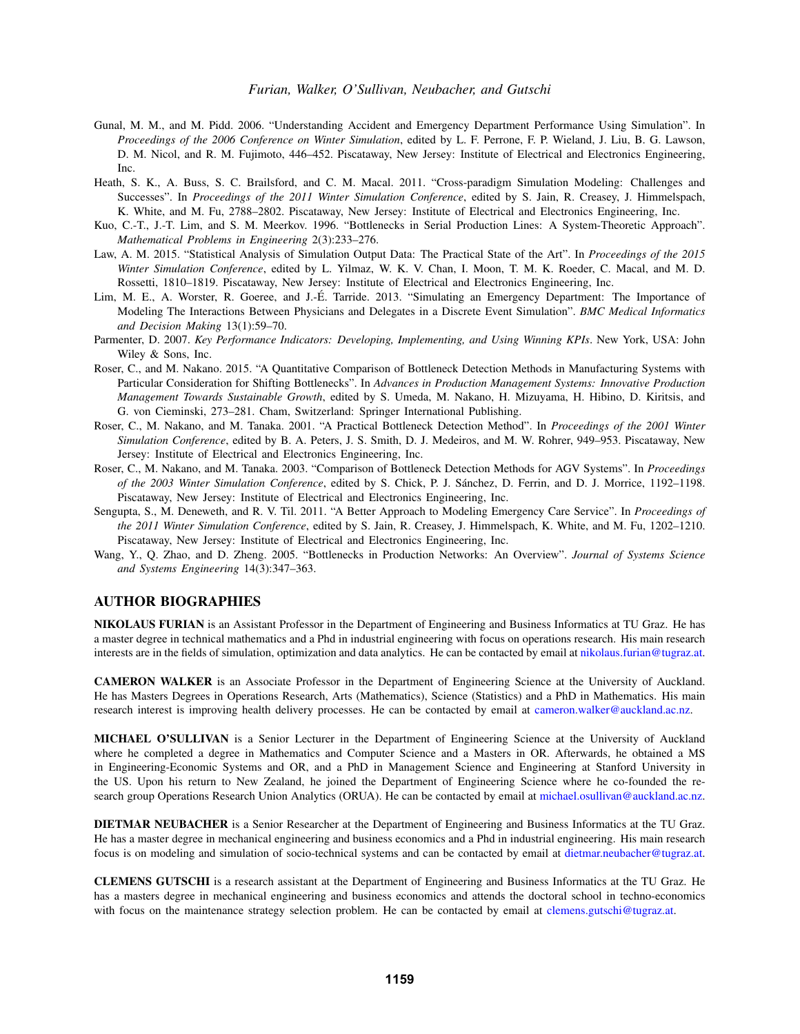Gunal, M. M., and M. Pidd. 2006. "Understanding Accident and Emergency Department Performance Using Simulation". In *Proceedings of the 2006 Conference on Winter Simulation*, edited by L. F. Perrone, F. P. Wieland, J. Liu, B. G. Lawson, D. M. Nicol, and R. M. Fujimoto, 446–452. Piscataway, New Jersey: Institute of Electrical and Electronics Engineering, Inc.

Heath, S. K., A. Buss, S. C. Brailsford, and C. M. Macal. 2011. "Cross-paradigm Simulation Modeling: Challenges and Successes". In *Proceedings of the 2011 Winter Simulation Conference*, edited by S. Jain, R. Creasey, J. Himmelspach, K. White, and M. Fu, 2788–2802. Piscataway, New Jersey: Institute of Electrical and Electronics Engineering, Inc.

Kuo, C.-T., J.-T. Lim, and S. M. Meerkov. 1996. "Bottlenecks in Serial Production Lines: A System-Theoretic Approach". *Mathematical Problems in Engineering* 2(3):233–276.

Law, A. M. 2015. "Statistical Analysis of Simulation Output Data: The Practical State of the Art". In *Proceedings of the 2015 Winter Simulation Conference*, edited by L. Yilmaz, W. K. V. Chan, I. Moon, T. M. K. Roeder, C. Macal, and M. D. Rossetti, 1810–1819. Piscataway, New Jersey: Institute of Electrical and Electronics Engineering, Inc.

Lim, M. E., A. Worster, R. Goeree, and J.-É. Tarride. 2013. "Simulating an Emergency Department: The Importance of Modeling The Interactions Between Physicians and Delegates in a Discrete Event Simulation". *BMC Medical Informatics and Decision Making* 13(1):59–70.

Parmenter, D. 2007. *Key Performance Indicators: Developing, Implementing, and Using Winning KPIs*. New York, USA: John Wiley & Sons, Inc.

Roser, C., and M. Nakano. 2015. "A Quantitative Comparison of Bottleneck Detection Methods in Manufacturing Systems with Particular Consideration for Shifting Bottlenecks". In *Advances in Production Management Systems: Innovative Production Management Towards Sustainable Growth*, edited by S. Umeda, M. Nakano, H. Mizuyama, H. Hibino, D. Kiritsis, and G. von Cieminski, 273–281. Cham, Switzerland: Springer International Publishing.

Roser, C., M. Nakano, and M. Tanaka. 2001. "A Practical Bottleneck Detection Method". In *Proceedings of the 2001 Winter Simulation Conference*, edited by B. A. Peters, J. S. Smith, D. J. Medeiros, and M. W. Rohrer, 949–953. Piscataway, New Jersey: Institute of Electrical and Electronics Engineering, Inc.

Roser, C., M. Nakano, and M. Tanaka. 2003. "Comparison of Bottleneck Detection Methods for AGV Systems". In *Proceedings of the 2003 Winter Simulation Conference*, edited by S. Chick, P. J. Sánchez, D. Ferrin, and D. J. Morrice, 1192–1198. Piscataway, New Jersey: Institute of Electrical and Electronics Engineering, Inc.

Sengupta, S., M. Deneweth, and R. V. Til. 2011. "A Better Approach to Modeling Emergency Care Service". In *Proceedings of the 2011 Winter Simulation Conference*, edited by S. Jain, R. Creasey, J. Himmelspach, K. White, and M. Fu, 1202–1210. Piscataway, New Jersey: Institute of Electrical and Electronics Engineering, Inc.

Wang, Y., Q. Zhao, and D. Zheng. 2005. "Bottlenecks in Production Networks: An Overview". *Journal of Systems Science and Systems Engineering* 14(3):347–363.

## AUTHOR BIOGRAPHIES

**NIKOLAUS FURIAN** is an Assistant Professor in the Department of Engineering and Business Informatics at TU Graz. He has a master degree in technical mathematics and a Phd in industrial engineering with focus on operations research. His main research interests are in the fields of simulation, optimization and data analytics. He can be contacted by email at nikolaus.furian@tugraz.at.

**CAMERON WALKER** is an Associate Professor in the Department of Engineering Science at the University of Auckland. He has Masters Degrees in Operations Research, Arts (Mathematics), Science (Statistics) and a PhD in Mathematics. His main research interest is improving health delivery processes. He can be contacted by email at cameron.walker@auckland.ac.nz.

**MICHAEL O'SULLIVAN** is a Senior Lecturer in the Department of Engineering Science at the University of Auckland where he completed a degree in Mathematics and Computer Science and a Masters in OR. Afterwards, he obtained a MS in Engineering-Economic Systems and OR, and a PhD in Management Science and Engineering at Stanford University in the US. Upon his return to New Zealand, he joined the Department of Engineering Science where he co-founded the research group Operations Research Union Analytics (ORUA). He can be contacted by email at michael.osullivan@auckland.ac.nz.

**DIETMAR NEUBACHER** is a Senior Researcher at the Department of Engineering and Business Informatics at the TU Graz. He has a master degree in mechanical engineering and business economics and a Phd in industrial engineering. His main research focus is on modeling and simulation of socio-technical systems and can be contacted by email at dietmar.neubacher@tugraz.at.

**CLEMENS GUTSCHI** is a research assistant at the Department of Engineering and Business Informatics at the TU Graz. He has a masters degree in mechanical engineering and business economics and attends the doctoral school in techno-economics with focus on the maintenance strategy selection problem. He can be contacted by email at clemens.gutschi@tugraz.at.